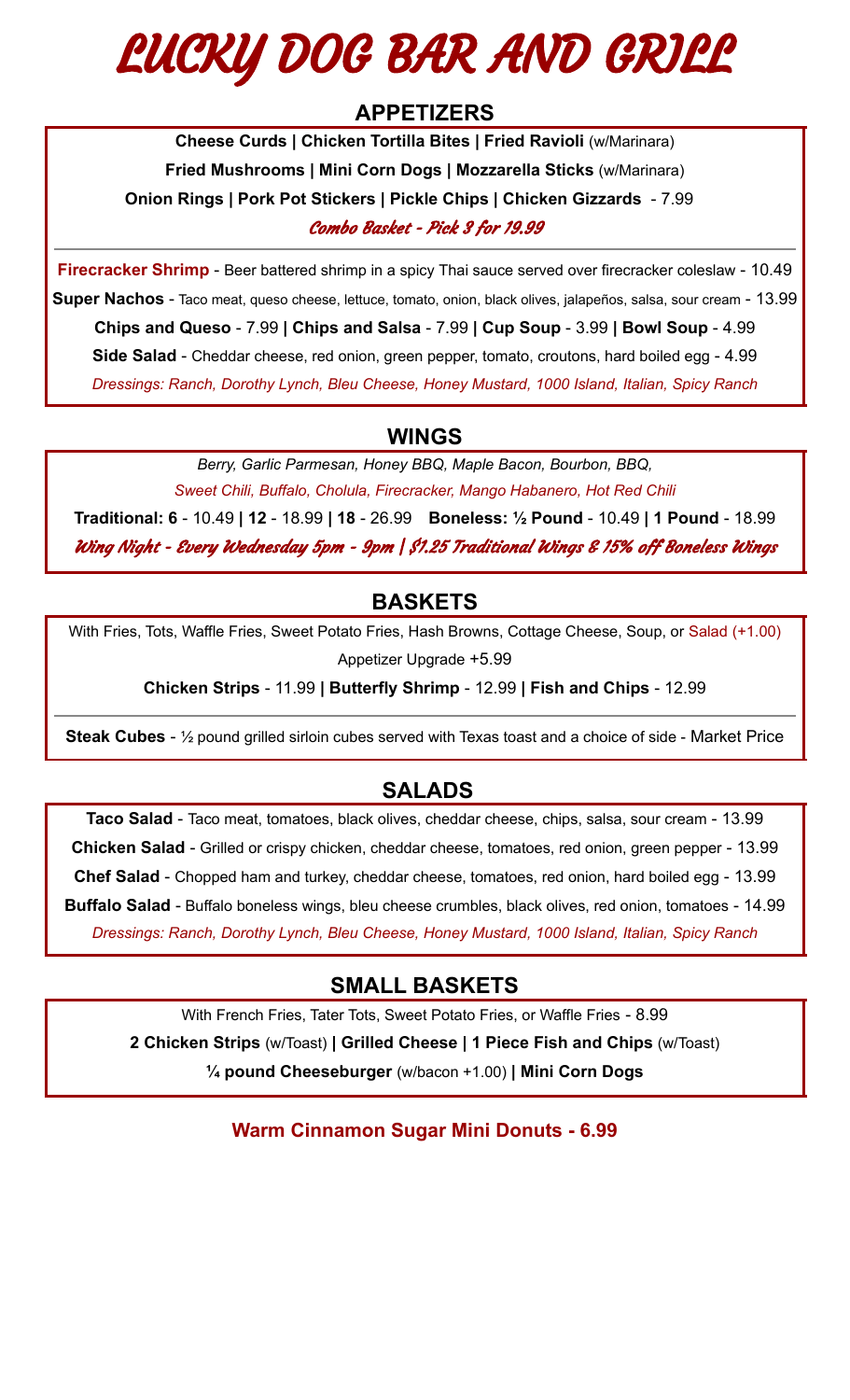# LUCKY DOG BAR AND GRILL

## APPETIZERS

**Cheese Curds | Chicken Tortilla Bites | Fried Ravioli** (w/Marinara)

**Fried Mushrooms | Mini Corn Dogs | Mozzarella Sticks** (w/Marinara)

**Onion Rings | Pork Pot Stickers | Pickle Chips | Chicken Gizzards** - 7.99

*Combo Basket - Pick 3 for 19.99*

---

**Firecracker Shrimp** - Beer battered shrimp in a spicy Thai sauce served over firecracker coleslaw - 10.49

**Super Nachos** - Taco meat, queso cheese, lettuce, tomato, onion, black olives, jalapeños, salsa, sour cream - 13.99

**Chips and Queso** - 7.99 **| Chips and Salsa** - 7.99 **| Cup Soup** - 3.99 **| Bowl Soup** - 4.99

**Side Salad** - Cheddar cheese, red onion, green pepper, tomato, croutons, hard boiled egg - 4.99

*Dressings: Ranch, Dorothy Lynch, Bleu Cheese, Honey Mustard, 1000 Island, Italian, Spicy Ranch*

## WINGS

*Berry, Garlic Parmesan, Honey BBQ, Maple Bacon, Bourbon, BBQ,*

*Sweet Chili, Buffalo, Cholula, Firecracker, Mango Habanero, Hot Red Chili*

**Traditional: 6** - 10.49 **| 12** - 18.99 **| 18** - 26.99 **Boneless: ½ Pound** - 10.49 **| 1 Pound** - 18.99

*Wing Night - Every Wednesday 5pm - 9pm | $1.25 Traditional Wings & 15% off Boneless Wings*

## BASKETS

With Fries, Tots, Waffle Fries, Sweet Potato Fries, Hash Browns, Cottage Cheese, Soup, or Salad (+1.00)

Appetizer Upgrade +5.99

**Chicken Strips** - 11.99 **| Butterfly Shrimp** - 12.99 **| Fish and Chips** - 12.99

---

**Steak Cubes** - ½ pound grilled sirloin cubes served with Texas toast and a choice of side - Market Price

## SALADS

**Taco Salad** - Taco meat, tomatoes, black olives, cheddar cheese, chips, salsa, sour cream - 13.99

**Chicken Salad** - Grilled or crispy chicken, cheddar cheese, tomatoes, red onion, green pepper - 13.99

**Chef Salad** - Chopped ham and turkey, cheddar cheese, tomatoes, red onion, hard boiled egg - 13.99

**Buffalo Salad** - Buffalo boneless wings, bleu cheese crumbles, black olives, red onion, tomatoes - 14.99

*Dressings: Ranch, Dorothy Lynch, Bleu Cheese, Honey Mustard, 1000 Island, Italian, Spicy Ranch*

## SMALL BASKETS

With French Fries, Tater Tots, Sweet Potato Fries, or Waffle Fries - 8.99

**2 Chicken Strips** (w/Toast) **| Grilled Cheese | 1 Piece Fish and Chips** (w/Toast)

**¼ pound Cheeseburger** (w/bacon +1.00) **| Mini Corn Dogs**

**Warm Cinnamon Sugar Mini Donuts - 6.99**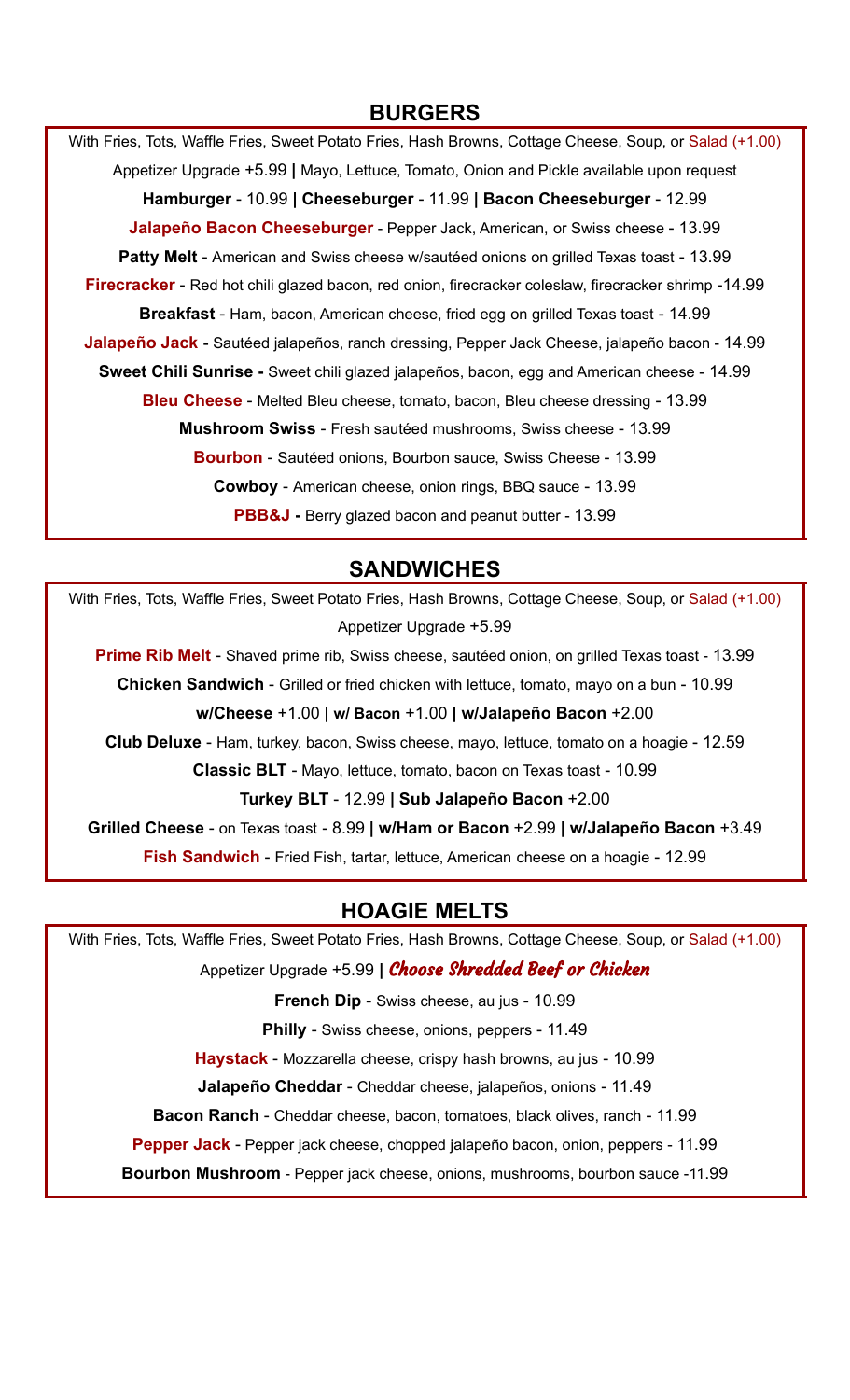## BURGERS

With Fries, Tots, Waffle Fries, Sweet Potato Fries, Hash Browns, Cottage Cheese, Soup, or Salad (+1.00)

Appetizer Upgrade +5.99 | Mayo, Lettuce, Tomato, Onion and Pickle available upon request

**Hamburger** - 10.99 | **Cheeseburger** - 11.99 | **Bacon Cheeseburger** - 12.99

**Jalapeño Bacon Cheeseburger** - Pepper Jack, American, or Swiss cheese - 13.99

**Patty Melt** - American and Swiss cheese w/sautéed onions on grilled Texas toast - 13.99

**Firecracker** - Red hot chili glazed bacon, red onion, firecracker coleslaw, firecracker shrimp -14.99

**Breakfast** - Ham, bacon, American cheese, fried egg on grilled Texas toast - 14.99

**Jalapeño Jack** - Sautéed jalapeños, ranch dressing, Pepper Jack Cheese, jalapeño bacon - 14.99

**Sweet Chili Sunrise** - Sweet chili glazed jalapeños, bacon, egg and American cheese - 14.99

**Bleu Cheese** - Melted Bleu cheese, tomato, bacon, Bleu cheese dressing - 13.99

**Mushroom Swiss** - Fresh sautéed mushrooms, Swiss cheese - 13.99

**Bourbon** - Sautéed onions, Bourbon sauce, Swiss Cheese - 13.99

**Cowboy** - American cheese, onion rings, BBQ sauce - 13.99

**PBB&J** - Berry glazed bacon and peanut butter - 13.99

## SANDWICHES

With Fries, Tots, Waffle Fries, Sweet Potato Fries, Hash Browns, Cottage Cheese, Soup, or Salad (+1.00)

Appetizer Upgrade +5.99

**Prime Rib Melt** - Shaved prime rib, Swiss cheese, sautéed onion, on grilled Texas toast - 13.99

**Chicken Sandwich** - Grilled or fried chicken with lettuce, tomato, mayo on a bun - 10.99

**w/Cheese** +1.00 | **w/ Bacon** +1.00 | **w/Jalapeño Bacon** +2.00

**Club Deluxe** - Ham, turkey, bacon, Swiss cheese, mayo, lettuce, tomato on a hoagie - 12.59

**Classic BLT** - Mayo, lettuce, tomato, bacon on Texas toast - 10.99

**Turkey BLT** - 12.99 | **Sub Jalapeño Bacon** +2.00

**Grilled Cheese** - on Texas toast - 8.99 | **w/Ham or Bacon** +2.99 | **w/Jalapeño Bacon** +3.49

**Fish Sandwich** - Fried Fish, tartar, lettuce, American cheese on a hoagie - 12.99

## HOAGIE MELTS

With Fries, Tots, Waffle Fries, Sweet Potato Fries, Hash Browns, Cottage Cheese, Soup, or Salad (+1.00)

Appetizer Upgrade +5.99 | ***Choose Shredded Beef or Chicken***

**French Dip** - Swiss cheese, au jus - 10.99

**Philly** - Swiss cheese, onions, peppers - 11.49

**Haystack** - Mozzarella cheese, crispy hash browns, au jus - 10.99

**Jalapeño Cheddar** - Cheddar cheese, jalapeños, onions - 11.49

**Bacon Ranch** - Cheddar cheese, bacon, tomatoes, black olives, ranch - 11.99

**Pepper Jack** - Pepper jack cheese, chopped jalapeño bacon, onion, peppers - 11.99

**Bourbon Mushroom** - Pepper jack cheese, onions, mushrooms, bourbon sauce -11.99